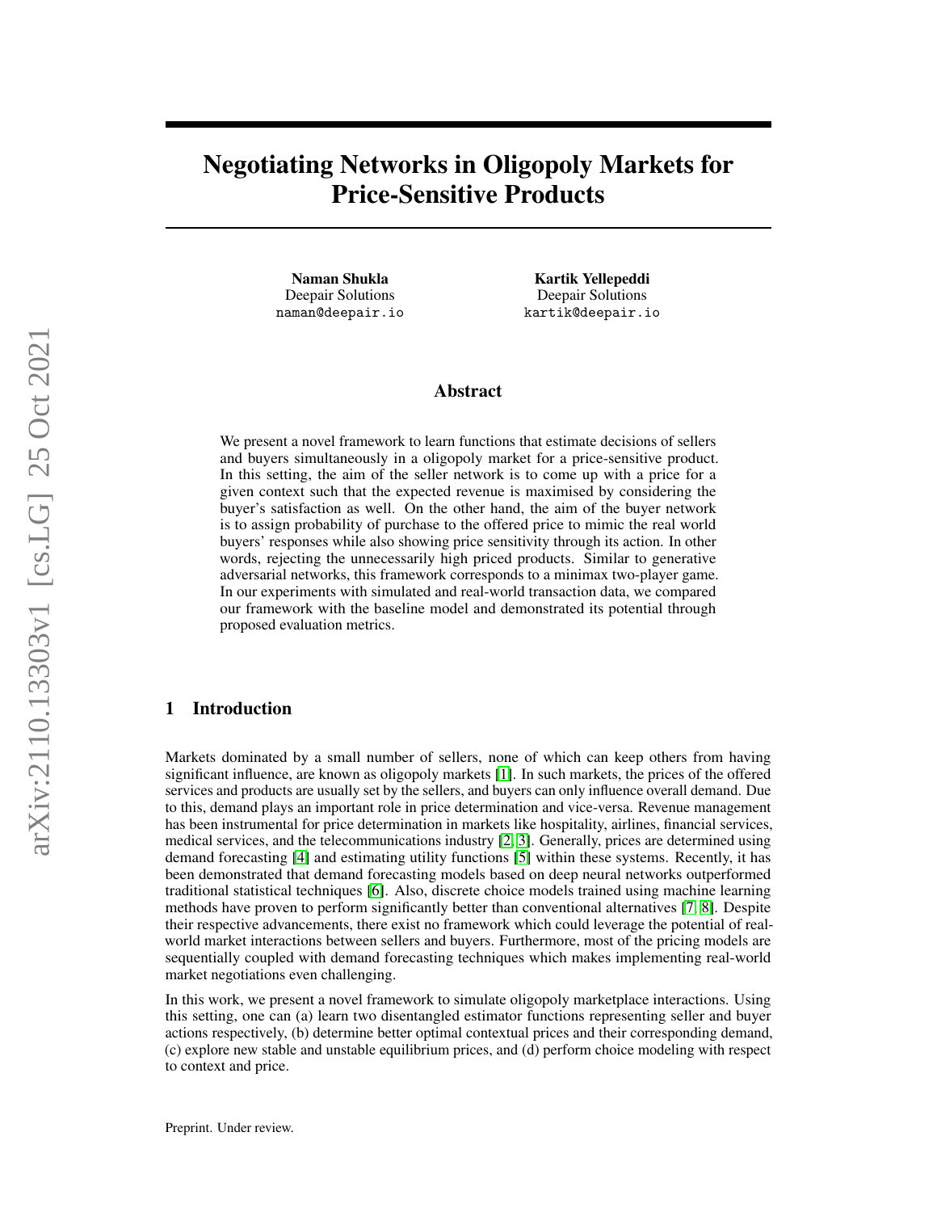# Negotiating Networks in Oligopoly Markets for Price-Sensitive Products

**Naman Shukla**
Deepair Solutions
naman@deepair.io

**Kartik Yellepeddi**
Deepair Solutions
kartik@deepair.io

## Abstract

We present a novel framework to learn functions that estimate decisions of sellers and buyers simultaneously in a oligopoly market for a price-sensitive product. In this setting, the aim of the seller network is to come up with a price for a given context such that the expected revenue is maximised by considering the buyer's satisfaction as well. On the other hand, the aim of the buyer network is to assign probability of purchase to the offered price to mimic the real world buyers' responses while also showing price sensitivity through its action. In other words, rejecting the unnecessarily high priced products. Similar to generative adversarial networks, this framework corresponds to a minimax two-player game. In our experiments with simulated and real-world transaction data, we compared our framework with the baseline model and demonstrated its potential through proposed evaluation metrics.

## 1 Introduction

Markets dominated by a small number of sellers, none of which can keep others from having significant influence, are known as oligopoly markets [1]. In such markets, the prices of the offered services and products are usually set by the sellers, and buyers can only influence overall demand. Due to this, demand plays an important role in price determination and vice-versa. Revenue management has been instrumental for price determination in markets like hospitality, airlines, financial services, medical services, and the telecommunications industry [2, 3]. Generally, prices are determined using demand forecasting [4] and estimating utility functions [5] within these systems. Recently, it has been demonstrated that demand forecasting models based on deep neural networks outperformed traditional statistical techniques [6]. Also, discrete choice models trained using machine learning methods have proven to perform significantly better than conventional alternatives [7, 8]. Despite their respective advancements, there exist no framework which could leverage the potential of real-world market interactions between sellers and buyers. Furthermore, most of the pricing models are sequentially coupled with demand forecasting techniques which makes implementing real-world market negotiations even challenging.

In this work, we present a novel framework to simulate oligopoly marketplace interactions. Using this setting, one can (a) learn two disentangled estimator functions representing seller and buyer actions respectively, (b) determine better optimal contextual prices and their corresponding demand, (c) explore new stable and unstable equilibrium prices, and (d) perform choice modeling with respect to context and price.

Preprint. Under review.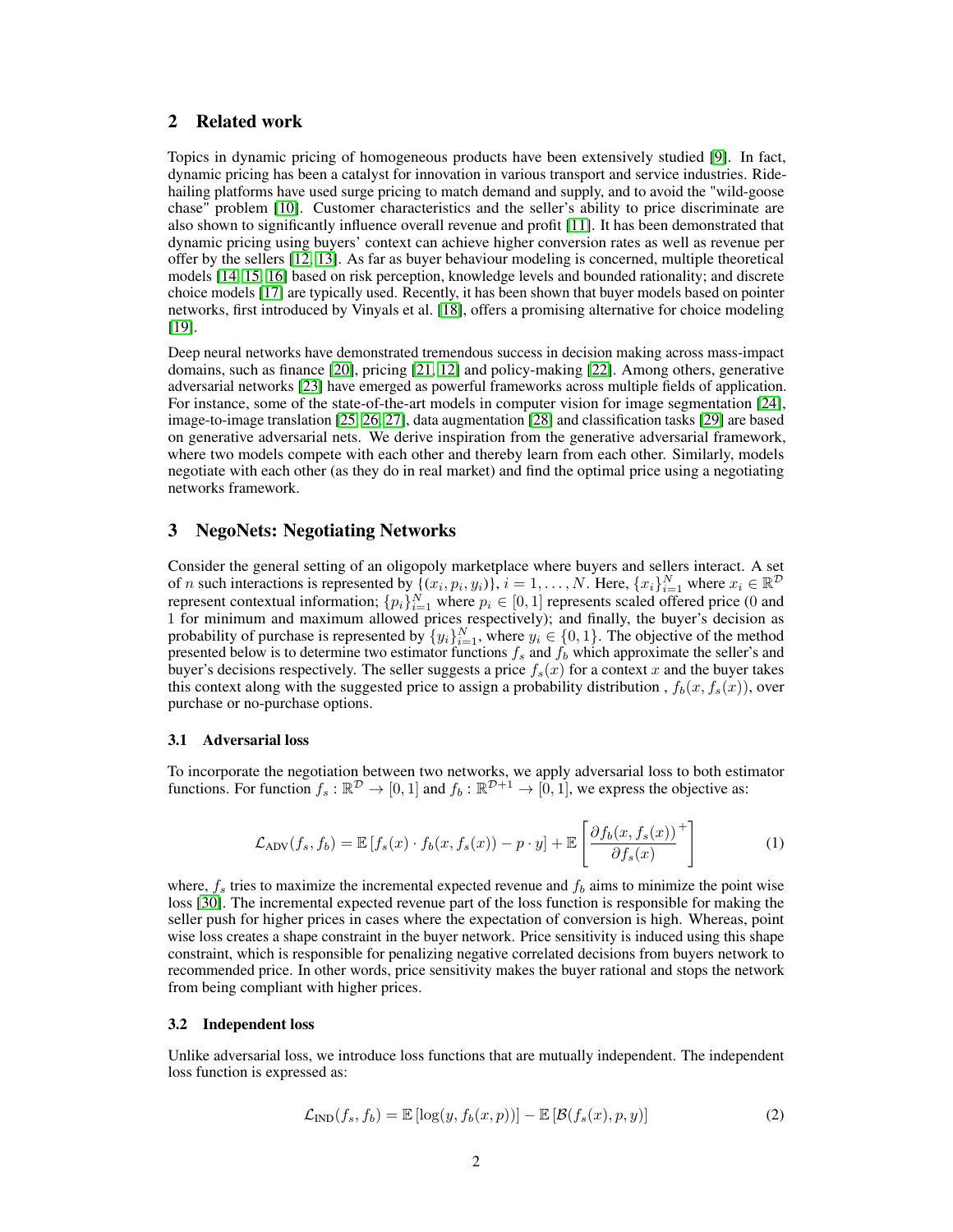## 2 Related work

Topics in dynamic pricing of homogeneous products have been extensively studied [9]. In fact, dynamic pricing has been a catalyst for innovation in various transport and service industries. Ride-hailing platforms have used surge pricing to match demand and supply, and to avoid the "wild-goose chase" problem [10]. Customer characteristics and the seller's ability to price discriminate are also shown to significantly influence overall revenue and profit [11]. It has been demonstrated that dynamic pricing using buyers' context can achieve higher conversion rates as well as revenue per offer by the sellers [12, 13]. As far as buyer behaviour modeling is concerned, multiple theoretical models [14, 15, 16] based on risk perception, knowledge levels and bounded rationality; and discrete choice models [17] are typically used. Recently, it has been shown that buyer models based on pointer networks, first introduced by Vinyals et al. [18], offers a promising alternative for choice modeling [19].

Deep neural networks have demonstrated tremendous success in decision making across mass-impact domains, such as finance [20], pricing [21, 12] and policy-making [22]. Among others, generative adversarial networks [23] have emerged as powerful frameworks across multiple fields of application. For instance, some of the state-of-the-art models in computer vision for image segmentation [24], image-to-image translation [25, 26, 27], data augmentation [28] and classification tasks [29] are based on generative adversarial nets. We derive inspiration from the generative adversarial framework, where two models compete with each other and thereby learn from each other. Similarly, models negotiate with each other (as they do in real market) and find the optimal price using a negotiating networks framework.

## 3 NegoNets: Negotiating Networks

Consider the general setting of an oligopoly marketplace where buyers and sellers interact. A set of $n$ such interactions is represented by $\{(x_i, p_i, y_i)\}$, $i = 1, \ldots, N$. Here, $\{x_i\}_{i=1}^N$ where $x_i \in \mathbb{R}^{\mathcal{D}}$ represent contextual information; $\{p_i\}_{i=1}^N$ where $p_i \in [0, 1]$ represents scaled offered price (0 and 1 for minimum and maximum allowed prices respectively); and finally, the buyer's decision as probability of purchase is represented by $\{y_i\}_{i=1}^N$, where $y_i \in \{0, 1\}$. The objective of the method presented below is to determine two estimator functions $f_s$ and $f_b$ which approximate the seller's and buyer's decisions respectively. The seller suggests a price $f_s(x)$ for a context $x$ and the buyer takes this context along with the suggested price to assign a probability distribution , $f_b(x, f_s(x))$, over purchase or no-purchase options.

### 3.1 Adversarial loss

To incorporate the negotiation between two networks, we apply adversarial loss to both estimator functions. For function $f_s : \mathbb{R}^{\mathcal{D}} \to [0, 1]$ and $f_b : \mathbb{R}^{\mathcal{D}+1} \to [0, 1]$, we express the objective as:

$$\mathcal{L}_{\text{ADV}}(f_s, f_b) = \mathbb{E}\left[f_s(x) \cdot f_b(x, f_s(x)) - p \cdot y\right] + \mathbb{E}\left[\frac{\partial f_b(x, f_s(x))}{\partial f_s(x)}^{+}\right] \tag{1}$$

where, $f_s$ tries to maximize the incremental expected revenue and $f_b$ aims to minimize the point wise loss [30]. The incremental expected revenue part of the loss function is responsible for making the seller push for higher prices in cases where the expectation of conversion is high. Whereas, point wise loss creates a shape constraint in the buyer network. Price sensitivity is induced using this shape constraint, which is responsible for penalizing negative correlated decisions from buyers network to recommended price. In other words, price sensitivity makes the buyer rational and stops the network from being compliant with higher prices.

### 3.2 Independent loss

Unlike adversarial loss, we introduce loss functions that are mutually independent. The independent loss function is expressed as:

$$\mathcal{L}_{\text{IND}}(f_s, f_b) = \mathbb{E}\left[\log(y, f_b(x, p))\right] - \mathbb{E}\left[\mathcal{B}(f_s(x), p, y)\right] \tag{2}$$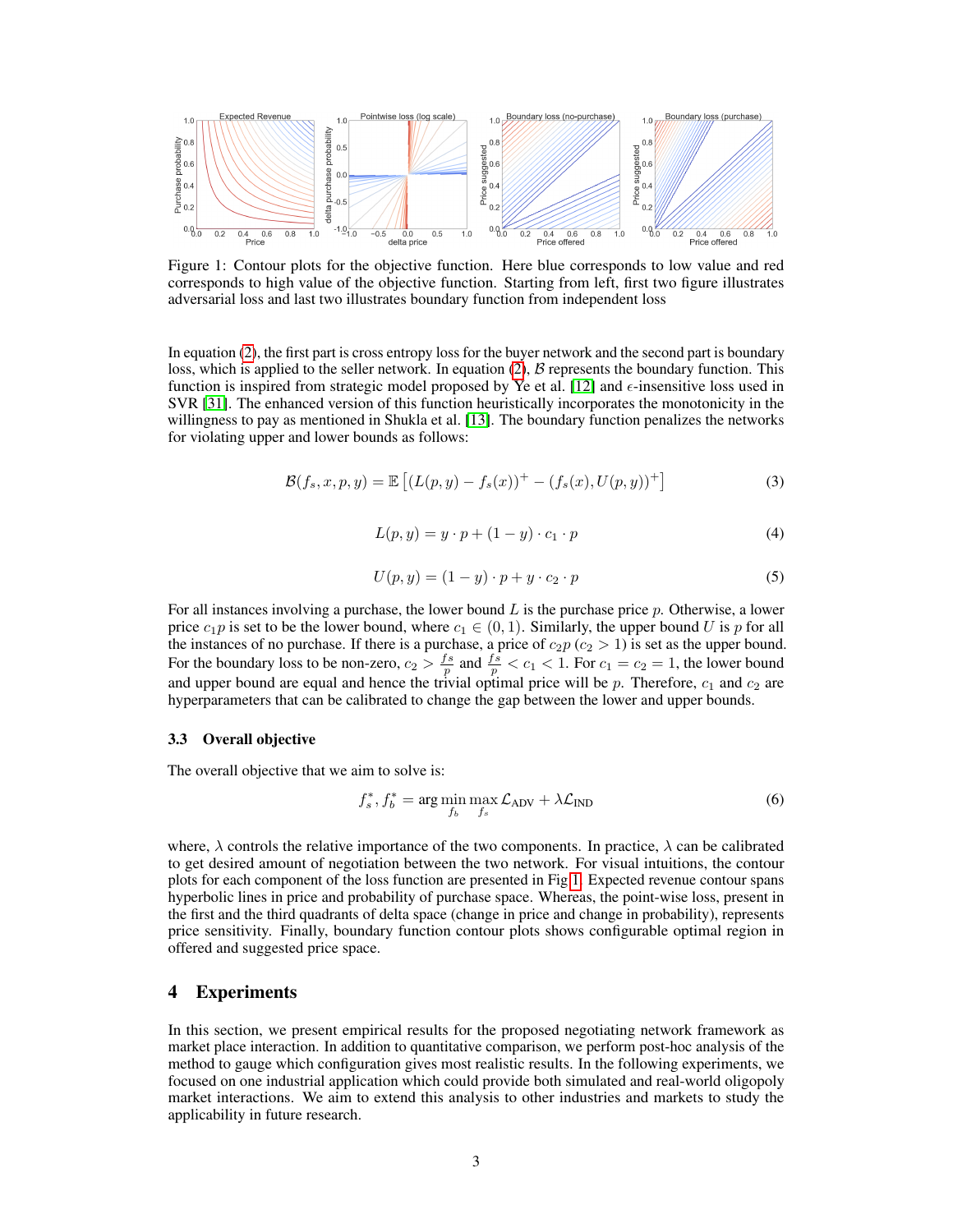Expected Revenue
Purchase probability
Price

Pointwise loss (log scale)
delta purchase probability
delta price

Boundary loss (no-purchase)
Price suggested
Price offered

Boundary loss (purchase)
Price suggested
Price offered

Figure 1: Contour plots for the objective function. Here blue corresponds to low value and red corresponds to high value of the objective function. Starting from left, first two figure illustrates adversarial loss and last two illustrates boundary function from independent loss

In equation (2), the first part is cross entropy loss for the buyer network and the second part is boundary loss, which is applied to the seller network. In equation (2), $\mathcal{B}$ represents the boundary function. This function is inspired from strategic model proposed by Ye et al. [12] and $\epsilon$-insensitive loss used in SVR [31]. The enhanced version of this function heuristically incorporates the monotonicity in the willingness to pay as mentioned in Shukla et al. [13]. The boundary function penalizes the networks for violating upper and lower bounds as follows:

$$\mathcal{B}(f_s, x, p, y) = \mathbb{E}\left[(L(p, y) - f_s(x))^+ - (f_s(x), U(p, y))^+\right] \tag{3}$$

$$L(p, y) = y \cdot p + (1 - y) \cdot c_1 \cdot p \tag{4}$$

$$U(p, y) = (1 - y) \cdot p + y \cdot c_2 \cdot p \tag{5}$$

For all instances involving a purchase, the lower bound $L$ is the purchase price $p$. Otherwise, a lower price $c_1 p$ is set to be the lower bound, where $c_1 \in (0, 1)$. Similarly, the upper bound $U$ is $p$ for all the instances of no purchase. If there is a purchase, a price of $c_2 p$ ($c_2 > 1$) is set as the upper bound. For the boundary loss to be non-zero, $c_2 > \frac{fs}{p}$ and $\frac{fs}{p} < c_1 < 1$. For $c_1 = c_2 = 1$, the lower bound and upper bound are equal and hence the trivial optimal price will be $p$. Therefore, $c_1$ and $c_2$ are hyperparameters that can be calibrated to change the gap between the lower and upper bounds.

### 3.3 Overall objective

The overall objective that we aim to solve is:

$$f_s^*, f_b^* = \arg\min_{f_b}\max_{f_s} \mathcal{L}_{\text{ADV}} + \lambda \mathcal{L}_{\text{IND}} \tag{6}$$

where, $\lambda$ controls the relative importance of the two components. In practice, $\lambda$ can be calibrated to get desired amount of negotiation between the two network. For visual intuitions, the contour plots for each component of the loss function are presented in Fig 1. Expected revenue contour spans hyperbolic lines in price and probability of purchase space. Whereas, the point-wise loss, present in the first and the third quadrants of delta space (change in price and change in probability), represents price sensitivity. Finally, boundary function contour plots shows configurable optimal region in offered and suggested price space.

## 4 Experiments

In this section, we present empirical results for the proposed negotiating network framework as market place interaction. In addition to quantitative comparison, we perform post-hoc analysis of the method to gauge which configuration gives most realistic results. In the following experiments, we focused on one industrial application which could provide both simulated and real-world oligopoly market interactions. We aim to extend this analysis to other industries and markets to study the applicability in future research.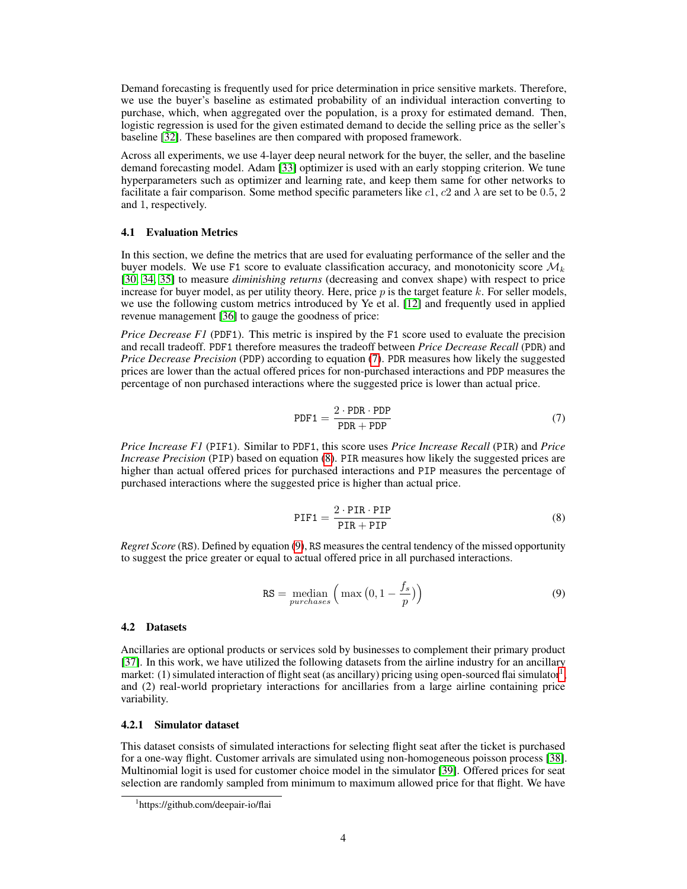Demand forecasting is frequently used for price determination in price sensitive markets. Therefore, we use the buyer's baseline as estimated probability of an individual interaction converting to purchase, which, when aggregated over the population, is a proxy for estimated demand. Then, logistic regression is used for the given estimated demand to decide the selling price as the seller's baseline [32]. These baselines are then compared with proposed framework.

Across all experiments, we use 4-layer deep neural network for the buyer, the seller, and the baseline demand forecasting model. Adam [33] optimizer is used with an early stopping criterion. We tune hyperparameters such as optimizer and learning rate, and keep them same for other networks to facilitate a fair comparison. Some method specific parameters like $c1$, $c2$ and $\lambda$ are set to be $0.5$, $2$ and $1$, respectively.

### 4.1 Evaluation Metrics

In this section, we define the metrics that are used for evaluating performance of the seller and the buyer models. We use `F1` score to evaluate classification accuracy, and monotonicity score $\mathcal{M}_k$ [30, 34, 35] to measure *diminishing returns* (decreasing and convex shape) with respect to price increase for buyer model, as per utility theory. Here, price $p$ is the target feature $k$. For seller models, we use the following custom metrics introduced by Ye et al. [12] and frequently used in applied revenue management [36] to gauge the goodness of price:

*Price Decrease F1* (`PDF1`). This metric is inspired by the `F1` score used to evaluate the precision and recall tradeoff. `PDF1` therefore measures the tradeoff between *Price Decrease Recall* (`PDR`) and *Price Decrease Precision* (`PDP`) according to equation (7). `PDR` measures how likely the suggested prices are lower than the actual offered prices for non-purchased interactions and `PDP` measures the percentage of non purchased interactions where the suggested price is lower than actual price.

$$\texttt{PDF1} = \frac{2 \cdot \texttt{PDR} \cdot \texttt{PDP}}{\texttt{PDR} + \texttt{PDP}} \tag{7}$$

*Price Increase F1* (`PIF1`). Similar to `PDF1`, this score uses *Price Increase Recall* (`PIR`) and *Price Increase Precision* (`PIP`) based on equation (8). `PIR` measures how likely the suggested prices are higher than actual offered prices for purchased interactions and `PIP` measures the percentage of purchased interactions where the suggested price is higher than actual price.

$$\texttt{PIF1} = \frac{2 \cdot \texttt{PIR} \cdot \texttt{PIP}}{\texttt{PIR} + \texttt{PIP}} \tag{8}$$

*Regret Score* (`RS`). Defined by equation (9), `RS` measures the central tendency of the missed opportunity to suggest the price greater or equal to actual offered price in all purchased interactions.

$$\texttt{RS} = \underset{purchases}{\text{median}} \left( \max \left( 0, 1 - \frac{f_s}{p} \right) \right) \tag{9}$$

### 4.2 Datasets

Ancillaries are optional products or services sold by businesses to complement their primary product [37]. In this work, we have utilized the following datasets from the airline industry for an ancillary market: (1) simulated interaction of flight seat (as ancillary) pricing using open-sourced flai simulator[1], and (2) real-world proprietary interactions for ancillaries from a large airline containing price variability.

#### 4.2.1 Simulator dataset

This dataset consists of simulated interactions for selecting flight seat after the ticket is purchased for a one-way flight. Customer arrivals are simulated using non-homogeneous poisson process [38]. Multinomial logit is used for customer choice model in the simulator [39]. Offered prices for seat selection are randomly sampled from minimum to maximum allowed price for that flight. We have

[1] https://github.com/deepair-io/flai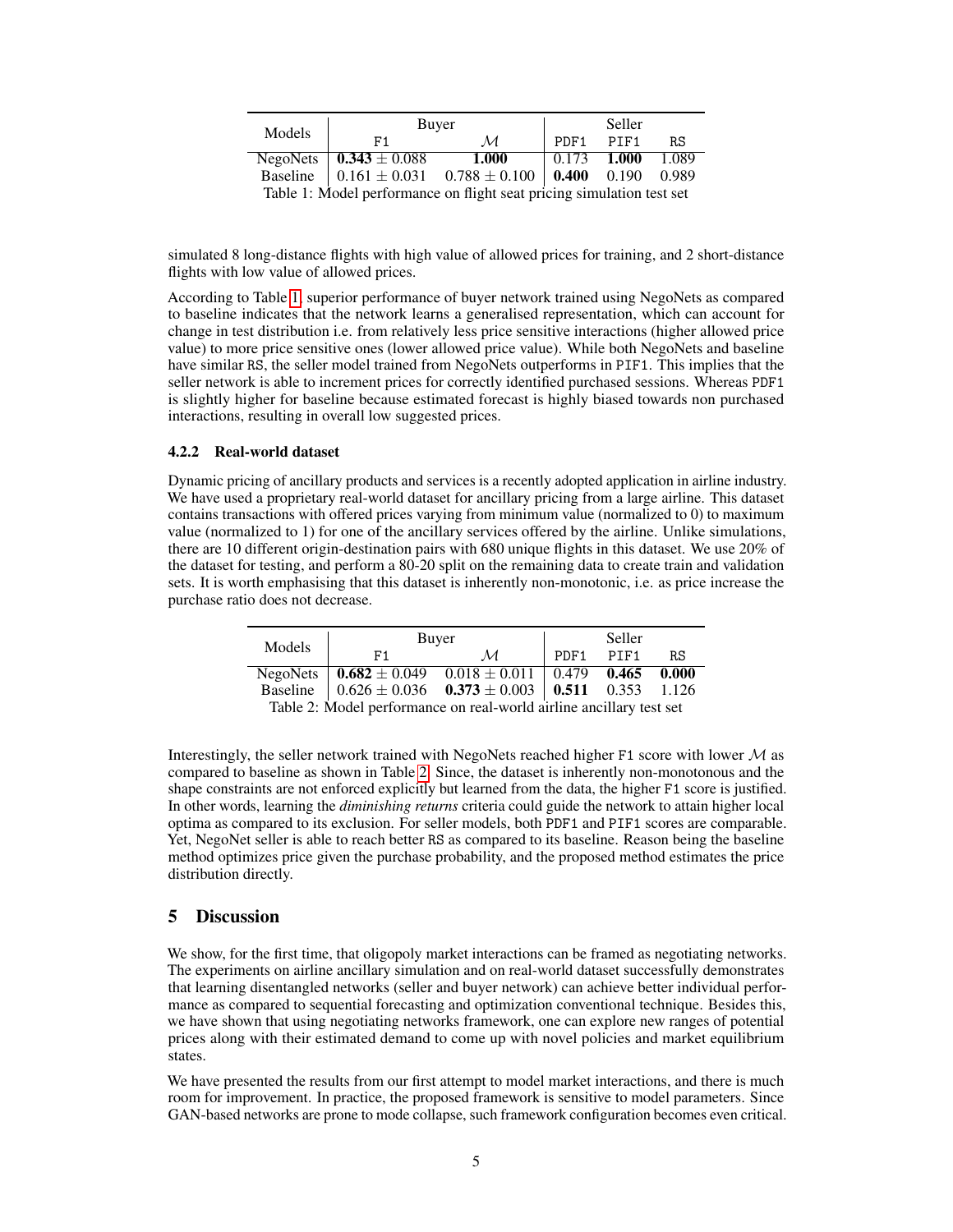| Models | Buyer | | Seller | | |
|---|---|---|---|---|---|
| | F1 | $\mathcal{M}$ | PDF1 | PIF1 | RS |
| NegoNets | **0.343** $\pm$ 0.088 | **1.000** | 0.173 | **1.000** | 1.089 |
| Baseline | 0.161 $\pm$ 0.031 | 0.788 $\pm$ 0.100 | **0.400** | 0.190 | 0.989 |

Table 1: Model performance on flight seat pricing simulation test set

simulated 8 long-distance flights with high value of allowed prices for training, and 2 short-distance flights with low value of allowed prices.

According to Table 1, superior performance of buyer network trained using NegoNets as compared to baseline indicates that the network learns a generalised representation, which can account for change in test distribution i.e. from relatively less price sensitive interactions (higher allowed price value) to more price sensitive ones (lower allowed price value). While both NegoNets and baseline have similar RS, the seller model trained from NegoNets outperforms in PIF1. This implies that the seller network is able to increment prices for correctly identified purchased sessions. Whereas PDF1 is slightly higher for baseline because estimated forecast is highly biased towards non purchased interactions, resulting in overall low suggested prices.

#### 4.2.2 Real-world dataset

Dynamic pricing of ancillary products and services is a recently adopted application in airline industry. We have used a proprietary real-world dataset for ancillary pricing from a large airline. This dataset contains transactions with offered prices varying from minimum value (normalized to 0) to maximum value (normalized to 1) for one of the ancillary services offered by the airline. Unlike simulations, there are 10 different origin-destination pairs with 680 unique flights in this dataset. We use 20% of the dataset for testing, and perform a 80-20 split on the remaining data to create train and validation sets. It is worth emphasising that this dataset is inherently non-monotonic, i.e. as price increase the purchase ratio does not decrease.

| Models | Buyer | | Seller | | |
|---|---|---|---|---|---|
| | F1 | $\mathcal{M}$ | PDF1 | PIF1 | RS |
| NegoNets | **0.682** $\pm$ 0.049 | 0.018 $\pm$ 0.011 | 0.479 | **0.465** | **0.000** |
| Baseline | 0.626 $\pm$ 0.036 | **0.373** $\pm$ 0.003 | **0.511** | 0.353 | 1.126 |

Table 2: Model performance on real-world airline ancillary test set

Interestingly, the seller network trained with NegoNets reached higher F1 score with lower $\mathcal{M}$ as compared to baseline as shown in Table 2. Since, the dataset is inherently non-monotonous and the shape constraints are not enforced explicitly but learned from the data, the higher F1 score is justified. In other words, learning the *diminishing returns* criteria could guide the network to attain higher local optima as compared to its exclusion. For seller models, both PDF1 and PIF1 scores are comparable. Yet, NegoNet seller is able to reach better RS as compared to its baseline. Reason being the baseline method optimizes price given the purchase probability, and the proposed method estimates the price distribution directly.

## 5 Discussion

We show, for the first time, that oligopoly market interactions can be framed as negotiating networks. The experiments on airline ancillary simulation and on real-world dataset successfully demonstrates that learning disentangled networks (seller and buyer network) can achieve better individual performance as compared to sequential forecasting and optimization conventional technique. Besides this, we have shown that using negotiating networks framework, one can explore new ranges of potential prices along with their estimated demand to come up with novel policies and market equilibrium states.

We have presented the results from our first attempt to model market interactions, and there is much room for improvement. In practice, the proposed framework is sensitive to model parameters. Since GAN-based networks are prone to mode collapse, such framework configuration becomes even critical.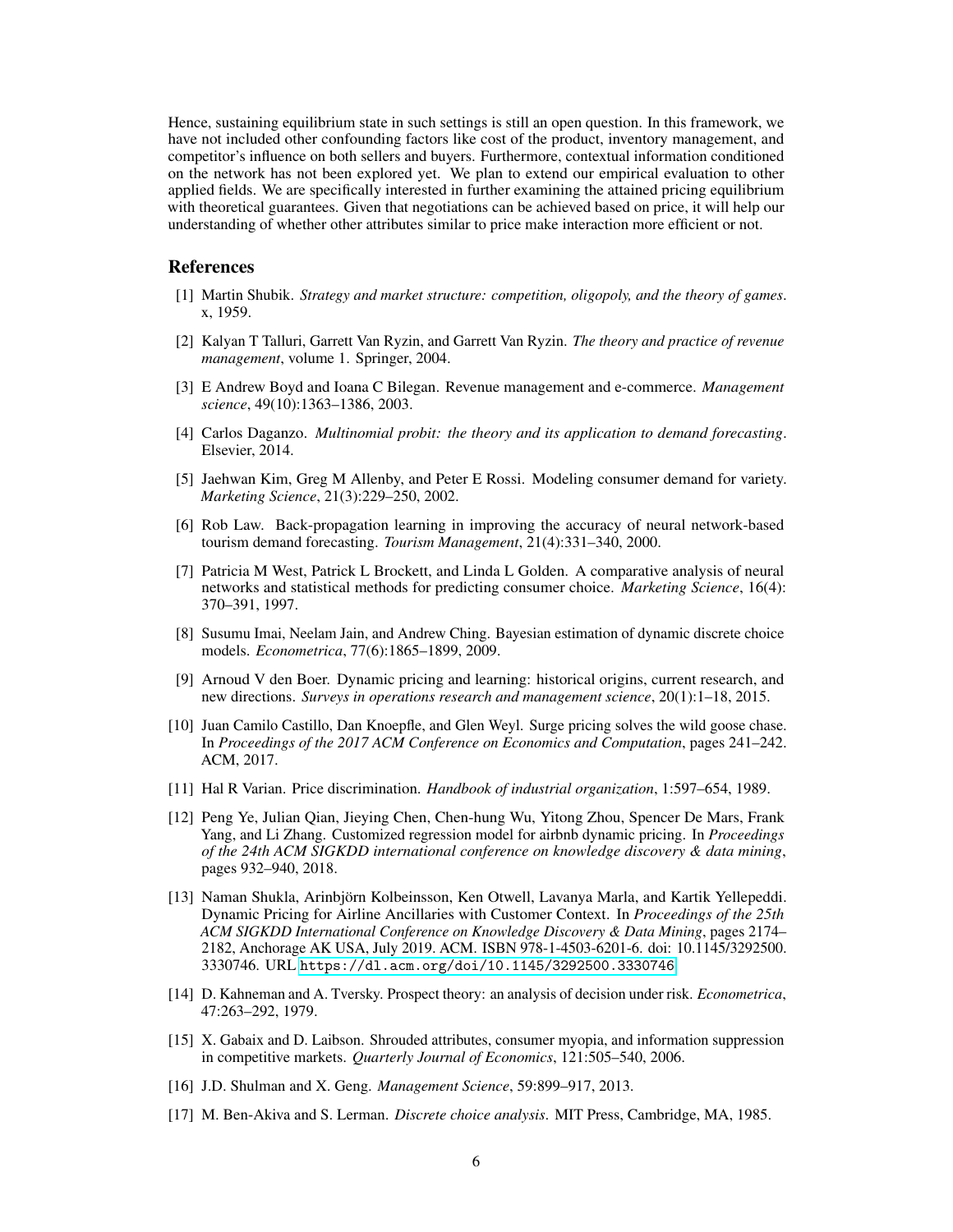Hence, sustaining equilibrium state in such settings is still an open question. In this framework, we have not included other confounding factors like cost of the product, inventory management, and competitor's influence on both sellers and buyers. Furthermore, contextual information conditioned on the network has not been explored yet. We plan to extend our empirical evaluation to other applied fields. We are specifically interested in further examining the attained pricing equilibrium with theoretical guarantees. Given that negotiations can be achieved based on price, it will help our understanding of whether other attributes similar to price make interaction more efficient or not.

## References

[1] Martin Shubik. *Strategy and market structure: competition, oligopoly, and the theory of games*. x, 1959.

[2] Kalyan T Talluri, Garrett Van Ryzin, and Garrett Van Ryzin. *The theory and practice of revenue management*, volume 1. Springer, 2004.

[3] E Andrew Boyd and Ioana C Bilegan. Revenue management and e-commerce. *Management science*, 49(10):1363–1386, 2003.

[4] Carlos Daganzo. *Multinomial probit: the theory and its application to demand forecasting*. Elsevier, 2014.

[5] Jaehwan Kim, Greg M Allenby, and Peter E Rossi. Modeling consumer demand for variety. *Marketing Science*, 21(3):229–250, 2002.

[6] Rob Law. Back-propagation learning in improving the accuracy of neural network-based tourism demand forecasting. *Tourism Management*, 21(4):331–340, 2000.

[7] Patricia M West, Patrick L Brockett, and Linda L Golden. A comparative analysis of neural networks and statistical methods for predicting consumer choice. *Marketing Science*, 16(4): 370–391, 1997.

[8] Susumu Imai, Neelam Jain, and Andrew Ching. Bayesian estimation of dynamic discrete choice models. *Econometrica*, 77(6):1865–1899, 2009.

[9] Arnoud V den Boer. Dynamic pricing and learning: historical origins, current research, and new directions. *Surveys in operations research and management science*, 20(1):1–18, 2015.

[10] Juan Camilo Castillo, Dan Knoepfle, and Glen Weyl. Surge pricing solves the wild goose chase. In *Proceedings of the 2017 ACM Conference on Economics and Computation*, pages 241–242. ACM, 2017.

[11] Hal R Varian. Price discrimination. *Handbook of industrial organization*, 1:597–654, 1989.

[12] Peng Ye, Julian Qian, Jieying Chen, Chen-hung Wu, Yitong Zhou, Spencer De Mars, Frank Yang, and Li Zhang. Customized regression model for airbnb dynamic pricing. In *Proceedings of the 24th ACM SIGKDD international conference on knowledge discovery & data mining*, pages 932–940, 2018.

[13] Naman Shukla, Arinbjörn Kolbeinsson, Ken Otwell, Lavanya Marla, and Kartik Yellepeddi. Dynamic Pricing for Airline Ancillaries with Customer Context. In *Proceedings of the 25th ACM SIGKDD International Conference on Knowledge Discovery & Data Mining*, pages 2174–2182, Anchorage AK USA, July 2019. ACM. ISBN 978-1-4503-6201-6. doi: 10.1145/3292500.3330746. URL https://dl.acm.org/doi/10.1145/3292500.3330746.

[14] D. Kahneman and A. Tversky. Prospect theory: an analysis of decision under risk. *Econometrica*, 47:263–292, 1979.

[15] X. Gabaix and D. Laibson. Shrouded attributes, consumer myopia, and information suppression in competitive markets. *Quarterly Journal of Economics*, 121:505–540, 2006.

[16] J.D. Shulman and X. Geng. *Management Science*, 59:899–917, 2013.

[17] M. Ben-Akiva and S. Lerman. *Discrete choice analysis*. MIT Press, Cambridge, MA, 1985.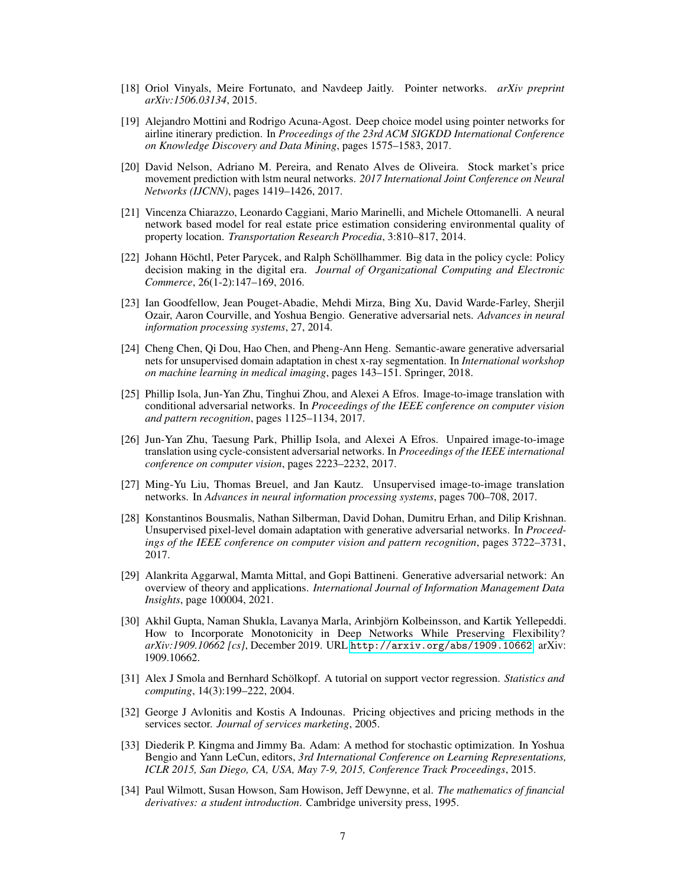[18] Oriol Vinyals, Meire Fortunato, and Navdeep Jaitly. Pointer networks. *arXiv preprint arXiv:1506.03134*, 2015.

[19] Alejandro Mottini and Rodrigo Acuna-Agost. Deep choice model using pointer networks for airline itinerary prediction. In *Proceedings of the 23rd ACM SIGKDD International Conference on Knowledge Discovery and Data Mining*, pages 1575–1583, 2017.

[20] David Nelson, Adriano M. Pereira, and Renato Alves de Oliveira. Stock market's price movement prediction with lstm neural networks. *2017 International Joint Conference on Neural Networks (IJCNN)*, pages 1419–1426, 2017.

[21] Vincenza Chiarazzo, Leonardo Caggiani, Mario Marinelli, and Michele Ottomanelli. A neural network based model for real estate price estimation considering environmental quality of property location. *Transportation Research Procedia*, 3:810–817, 2014.

[22] Johann Höchtl, Peter Parycek, and Ralph Schöllhammer. Big data in the policy cycle: Policy decision making in the digital era. *Journal of Organizational Computing and Electronic Commerce*, 26(1-2):147–169, 2016.

[23] Ian Goodfellow, Jean Pouget-Abadie, Mehdi Mirza, Bing Xu, David Warde-Farley, Sherjil Ozair, Aaron Courville, and Yoshua Bengio. Generative adversarial nets. *Advances in neural information processing systems*, 27, 2014.

[24] Cheng Chen, Qi Dou, Hao Chen, and Pheng-Ann Heng. Semantic-aware generative adversarial nets for unsupervised domain adaptation in chest x-ray segmentation. In *International workshop on machine learning in medical imaging*, pages 143–151. Springer, 2018.

[25] Phillip Isola, Jun-Yan Zhu, Tinghui Zhou, and Alexei A Efros. Image-to-image translation with conditional adversarial networks. In *Proceedings of the IEEE conference on computer vision and pattern recognition*, pages 1125–1134, 2017.

[26] Jun-Yan Zhu, Taesung Park, Phillip Isola, and Alexei A Efros. Unpaired image-to-image translation using cycle-consistent adversarial networks. In *Proceedings of the IEEE international conference on computer vision*, pages 2223–2232, 2017.

[27] Ming-Yu Liu, Thomas Breuel, and Jan Kautz. Unsupervised image-to-image translation networks. In *Advances in neural information processing systems*, pages 700–708, 2017.

[28] Konstantinos Bousmalis, Nathan Silberman, David Dohan, Dumitru Erhan, and Dilip Krishnan. Unsupervised pixel-level domain adaptation with generative adversarial networks. In *Proceedings of the IEEE conference on computer vision and pattern recognition*, pages 3722–3731, 2017.

[29] Alankrita Aggarwal, Mamta Mittal, and Gopi Battineni. Generative adversarial network: An overview of theory and applications. *International Journal of Information Management Data Insights*, page 100004, 2021.

[30] Akhil Gupta, Naman Shukla, Lavanya Marla, Arinbjörn Kolbeinsson, and Kartik Yellepeddi. How to Incorporate Monotonicity in Deep Networks While Preserving Flexibility? *arXiv:1909.10662 [cs]*, December 2019. URL http://arxiv.org/abs/1909.10662. arXiv: 1909.10662.

[31] Alex J Smola and Bernhard Schölkopf. A tutorial on support vector regression. *Statistics and computing*, 14(3):199–222, 2004.

[32] George J Avlonitis and Kostis A Indounas. Pricing objectives and pricing methods in the services sector. *Journal of services marketing*, 2005.

[33] Diederik P. Kingma and Jimmy Ba. Adam: A method for stochastic optimization. In Yoshua Bengio and Yann LeCun, editors, *3rd International Conference on Learning Representations, ICLR 2015, San Diego, CA, USA, May 7-9, 2015, Conference Track Proceedings*, 2015.

[34] Paul Wilmott, Susan Howson, Sam Howison, Jeff Dewynne, et al. *The mathematics of financial derivatives: a student introduction*. Cambridge university press, 1995.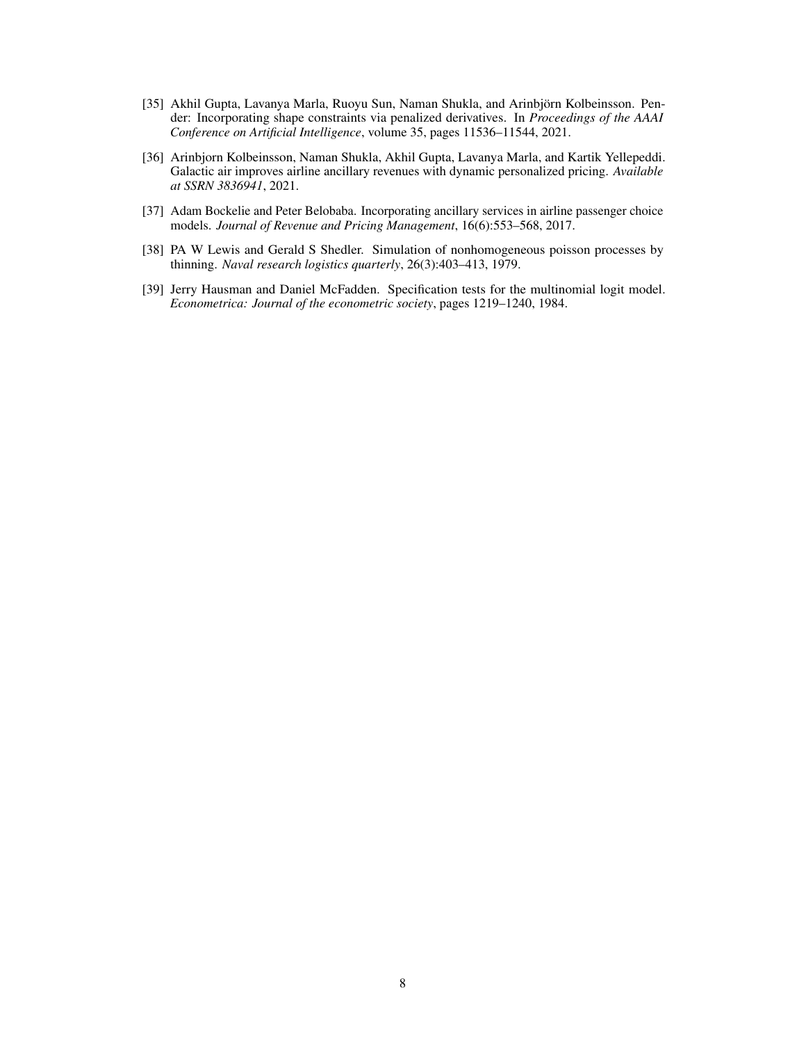[35] Akhil Gupta, Lavanya Marla, Ruoyu Sun, Naman Shukla, and Arinbjörn Kolbeinsson. Pender: Incorporating shape constraints via penalized derivatives. In *Proceedings of the AAAI Conference on Artificial Intelligence*, volume 35, pages 11536–11544, 2021.

[36] Arinbjorn Kolbeinsson, Naman Shukla, Akhil Gupta, Lavanya Marla, and Kartik Yellepeddi. Galactic air improves airline ancillary revenues with dynamic personalized pricing. *Available at SSRN 3836941*, 2021.

[37] Adam Bockelie and Peter Belobaba. Incorporating ancillary services in airline passenger choice models. *Journal of Revenue and Pricing Management*, 16(6):553–568, 2017.

[38] PA W Lewis and Gerald S Shedler. Simulation of nonhomogeneous poisson processes by thinning. *Naval research logistics quarterly*, 26(3):403–413, 1979.

[39] Jerry Hausman and Daniel McFadden. Specification tests for the multinomial logit model. *Econometrica: Journal of the econometric society*, pages 1219–1240, 1984.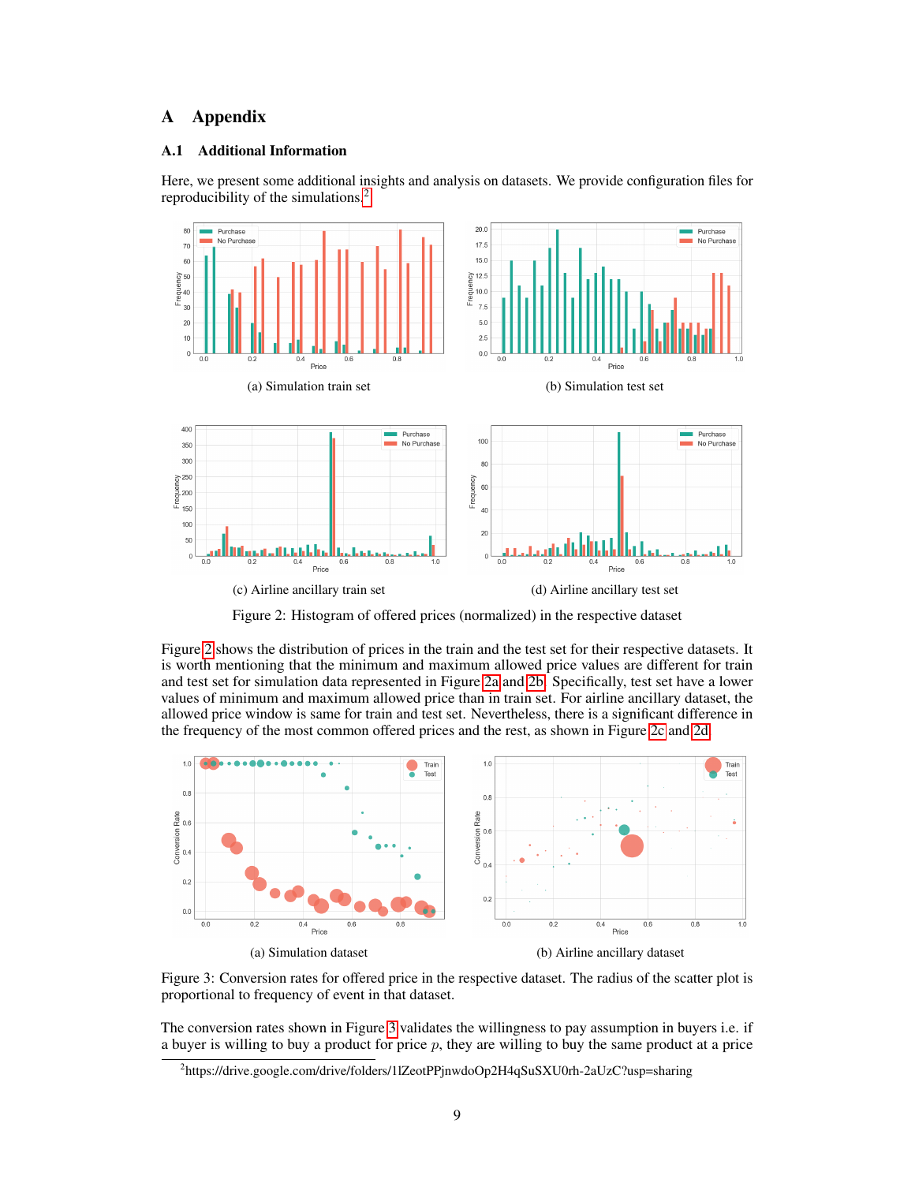# A Appendix

## A.1 Additional Information

Here, we present some additional insights and analysis on datasets. We provide configuration files for reproducibility of the simulations.[2]

Purchase
No Purchase
Frequency
Price

(a) Simulation train set

Purchase
No Purchase
Frequency
Price

(b) Simulation test set

Purchase
No Purchase
Frequency
Price

(c) Airline ancillary train set

Purchase
No Purchase
Frequency
Price

(d) Airline ancillary test set

Figure 2: Histogram of offered prices (normalized) in the respective dataset

Figure 2 shows the distribution of prices in the train and the test set for their respective datasets. It is worth mentioning that the minimum and maximum allowed price values are different for train and test set for simulation data represented in Figure 2a and 2b. Specifically, test set have a lower values of minimum and maximum allowed price than in train set. For airline ancillary dataset, the allowed price window is same for train and test set. Nevertheless, there is a significant difference in the frequency of the most common offered prices and the rest, as shown in Figure 2c and 2d.

Train
Test
Conversion Rate
Price

(a) Simulation dataset

Train
Test
Conversion Rate
Price

(b) Airline ancillary dataset

Figure 3: Conversion rates for offered price in the respective dataset. The radius of the scatter plot is proportional to frequency of event in that dataset.

The conversion rates shown in Figure 3 validates the willingness to pay assumption in buyers i.e. if a buyer is willing to buy a product for price $p$, they are willing to buy the same product at a price

[2] https://drive.google.com/drive/folders/1lZeotPPjnwdoOp2H4qSuSXU0rh-2aUzC?usp=sharing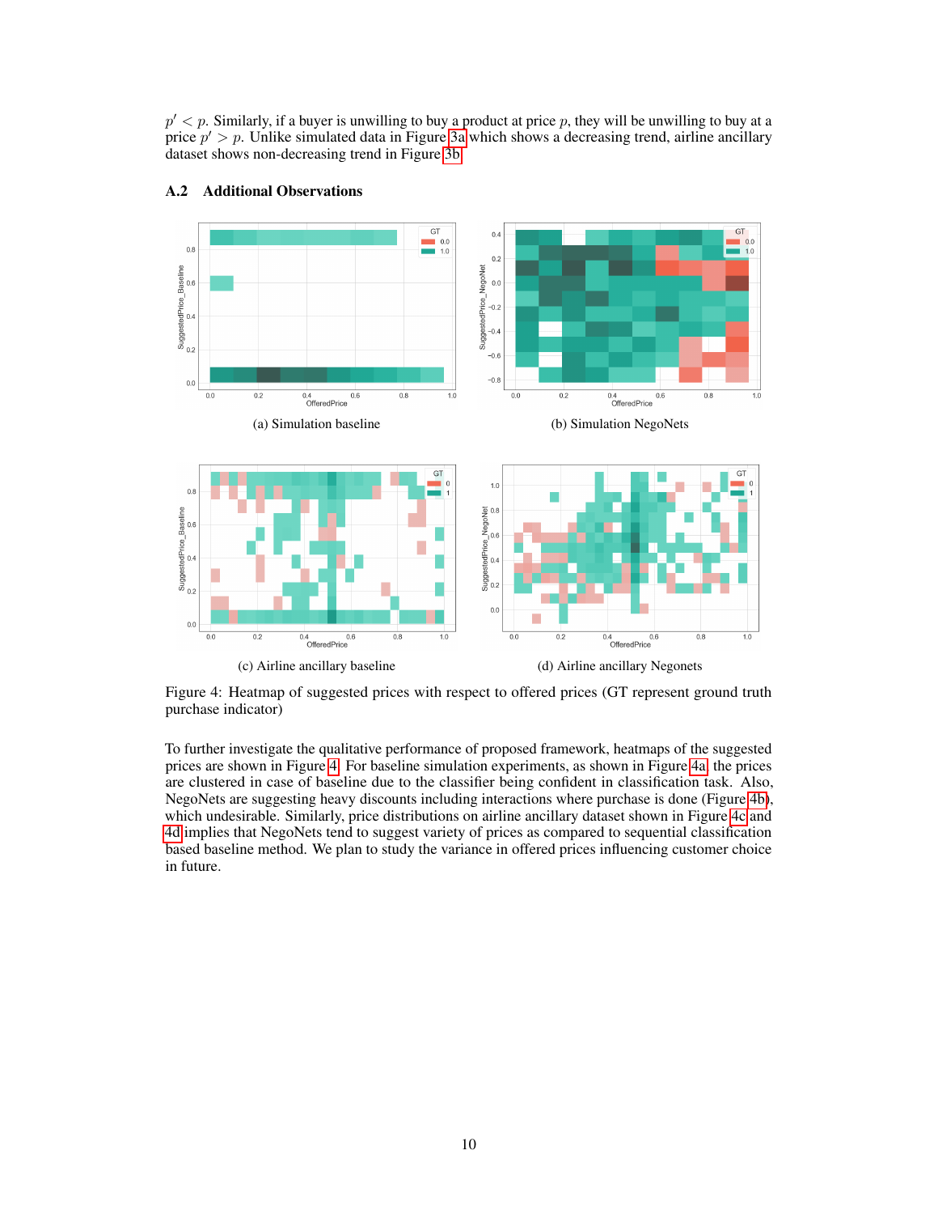$p' < p$. Similarly, if a buyer is unwilling to buy a product at price $p$, they will be unwilling to buy at a price $p' > p$. Unlike simulated data in Figure 3a which shows a decreasing trend, airline ancillary dataset shows non-decreasing trend in Figure 3b.

### A.2 Additional Observations

GT
0.0
1.0
SuggestedPrice_Baseline
OfferedPrice

(a) Simulation baseline

GT
0.0
1.0
SuggestedPrice_NegoNet
OfferedPrice

(b) Simulation NegoNets

GT
0
1
SuggestedPrice_Baseline
OfferedPrice

(c) Airline ancillary baseline

GT
0
1
SuggestedPrice_NegoNet
OfferedPrice

(d) Airline ancillary Negonets

Figure 4: Heatmap of suggested prices with respect to offered prices (GT represent ground truth purchase indicator)

To further investigate the qualitative performance of proposed framework, heatmaps of the suggested prices are shown in Figure 4. For baseline simulation experiments, as shown in Figure 4a, the prices are clustered in case of baseline due to the classifier being confident in classification task. Also, NegoNets are suggesting heavy discounts including interactions where purchase is done (Figure 4b), which undesirable. Similarly, price distributions on airline ancillary dataset shown in Figure 4c and 4d implies that NegoNets tend to suggest variety of prices as compared to sequential classification based baseline method. We plan to study the variance in offered prices influencing customer choice in future.